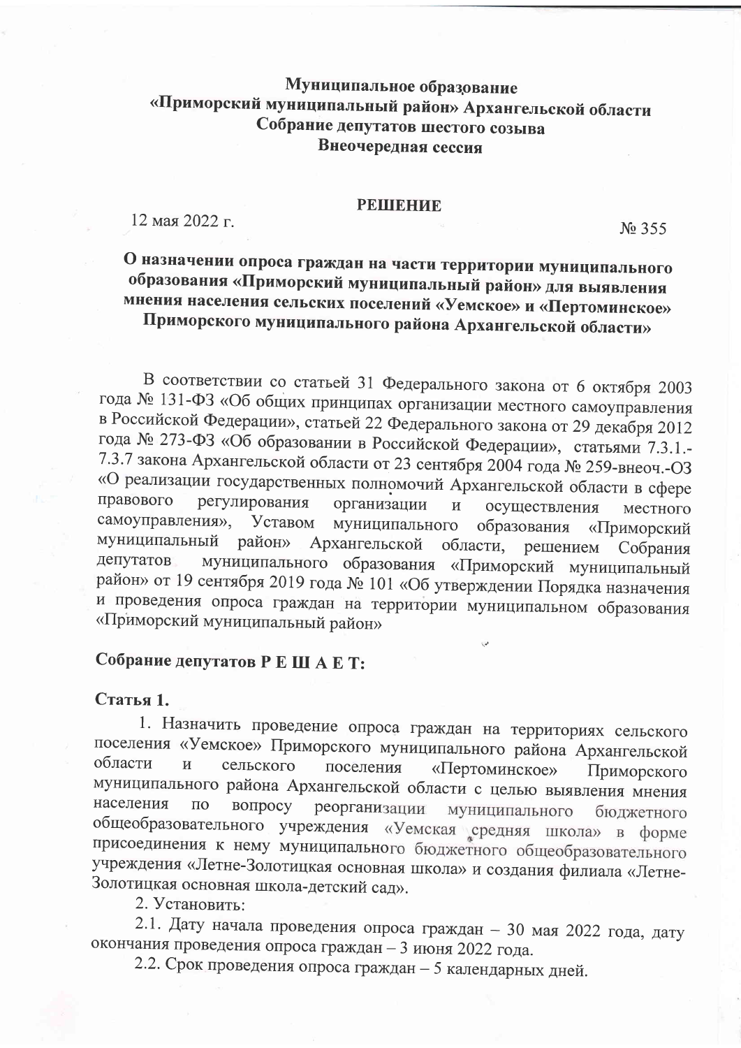**Муниципальное образование**
**«Приморский муниципальный район» Архангельской области**
**Собрание депутатов шестого созыва**
**Внеочередная сессия**

**РЕШЕНИЕ**

12 мая 2022 г. № 355

**О назначении опроса граждан на части территории муниципального образования «Приморский муниципальный район» для выявления мнения населения сельских поселений «Уемское» и «Пертоминское» Приморского муниципального района Архангельской области»**

В соответствии со статьей 31 Федерального закона от 6 октября 2003 года № 131-ФЗ «Об общих принципах организации местного самоуправления в Российской Федерации», статьей 22 Федерального закона от 29 декабря 2012 года № 273-ФЗ «Об образовании в Российской Федерации», статьями 7.3.1.-7.3.7 закона Архангельской области от 23 сентября 2004 года № 259-внеоч.-ОЗ «О реализации государственных полномочий Архангельской области в сфере правового регулирования организации и осуществления местного самоуправления», Уставом муниципального образования «Приморский муниципальный район» Архангельской области, решением Собрания депутатов муниципального образования «Приморский муниципальный район» от 19 сентября 2019 года № 101 «Об утверждении Порядка назначения и проведения опроса граждан на территории муниципальном образования «Приморский муниципальный район»

**Собрание депутатов Р Е Ш А Е Т:**

**Статья 1.**

1. Назначить проведение опроса граждан на территориях сельского поселения «Уемское» Приморского муниципального района Архангельской области и сельского поселения «Пертоминское» Приморского муниципального района Архангельской области с целью выявления мнения населения по вопросу реорганизации муниципального бюджетного общеобразовательного учреждения «Уемская средняя школа» в форме присоединения к нему муниципального бюджетного общеобразовательного учреждения «Летне-Золотицкая основная школа» и создания филиала «Летне-Золотицкая основная школа-детский сад».

2. Установить:

2.1. Дату начала проведения опроса граждан – 30 мая 2022 года, дату окончания проведения опроса граждан – 3 июня 2022 года.

2.2. Срок проведения опроса граждан – 5 календарных дней.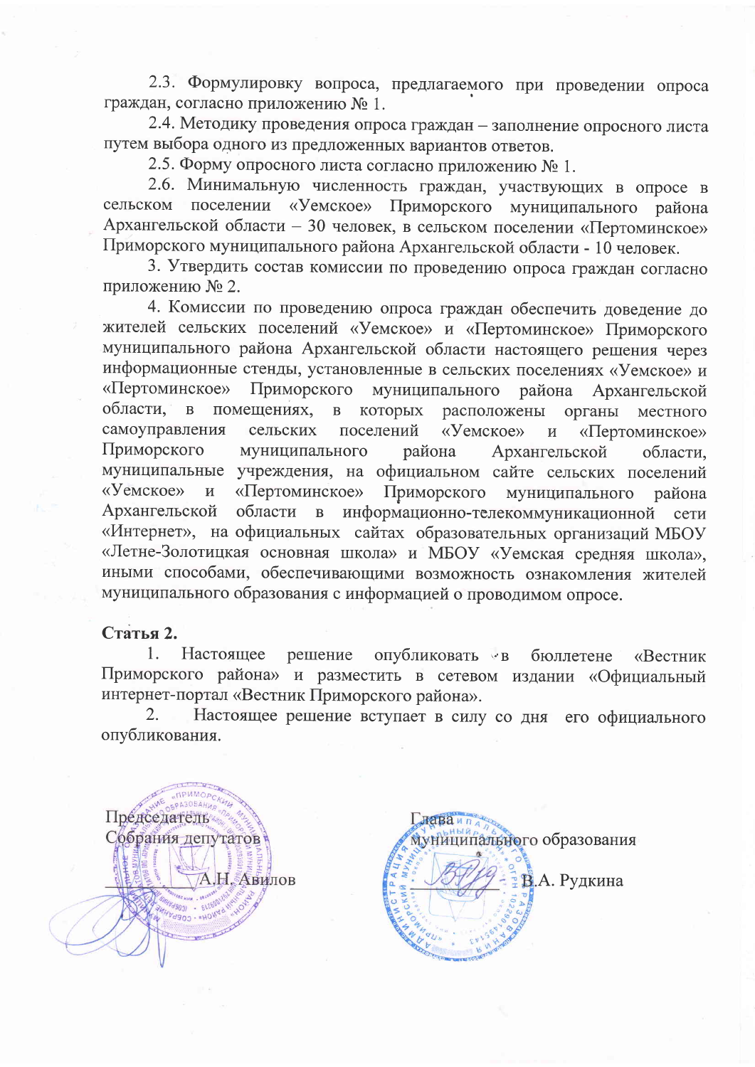2.3. Формулировку вопроса, предлагаемого при проведении опроса граждан, согласно приложению № 1.

2.4. Методику проведения опроса граждан – заполнение опросного листа путем выбора одного из предложенных вариантов ответов.

2.5. Форму опросного листа согласно приложению № 1.

2.6. Минимальную численность граждан, участвующих в опросе в сельском поселении «Уемское» Приморского муниципального района Архангельской области – 30 человек, в сельском поселении «Пертоминское» Приморского муниципального района Архангельской области - 10 человек.

3. Утвердить состав комиссии по проведению опроса граждан согласно приложению № 2.

4. Комиссии по проведению опроса граждан обеспечить доведение до жителей сельских поселений «Уемское» и «Пертоминское» Приморского муниципального района Архангельской области настоящего решения через информационные стенды, установленные в сельских поселениях «Уемское» и «Пертоминское» Приморского муниципального района Архангельской области, в помещениях, в которых расположены органы местного самоуправления сельских поселений «Уемское» и «Пертоминское» Приморского муниципального района Архангельской области, муниципальные учреждения, на официальном сайте сельских поселений «Уемское» и «Пертоминское» Приморского муниципального района Архангельской области в информационно-телекоммуникационной сети «Интернет», на официальных сайтах образовательных организаций МБОУ «Летне-Золотицкая основная школа» и МБОУ «Уемская средняя школа», иными способами, обеспечивающими возможность ознакомления жителей муниципального образования с информацией о проводимом опросе.

**Статья 2.**

1. Настоящее решение опубликовать в бюллетене «Вестник Приморского района» и разместить в сетевом издании «Официальный интернет-портал «Вестник Приморского района».

2. Настоящее решение вступает в силу со дня его официального опубликования.

Председатель Собрания депутатов
_____________ А.Н. Авилов

Глава муниципального образования
_____________ В.А. Рудкина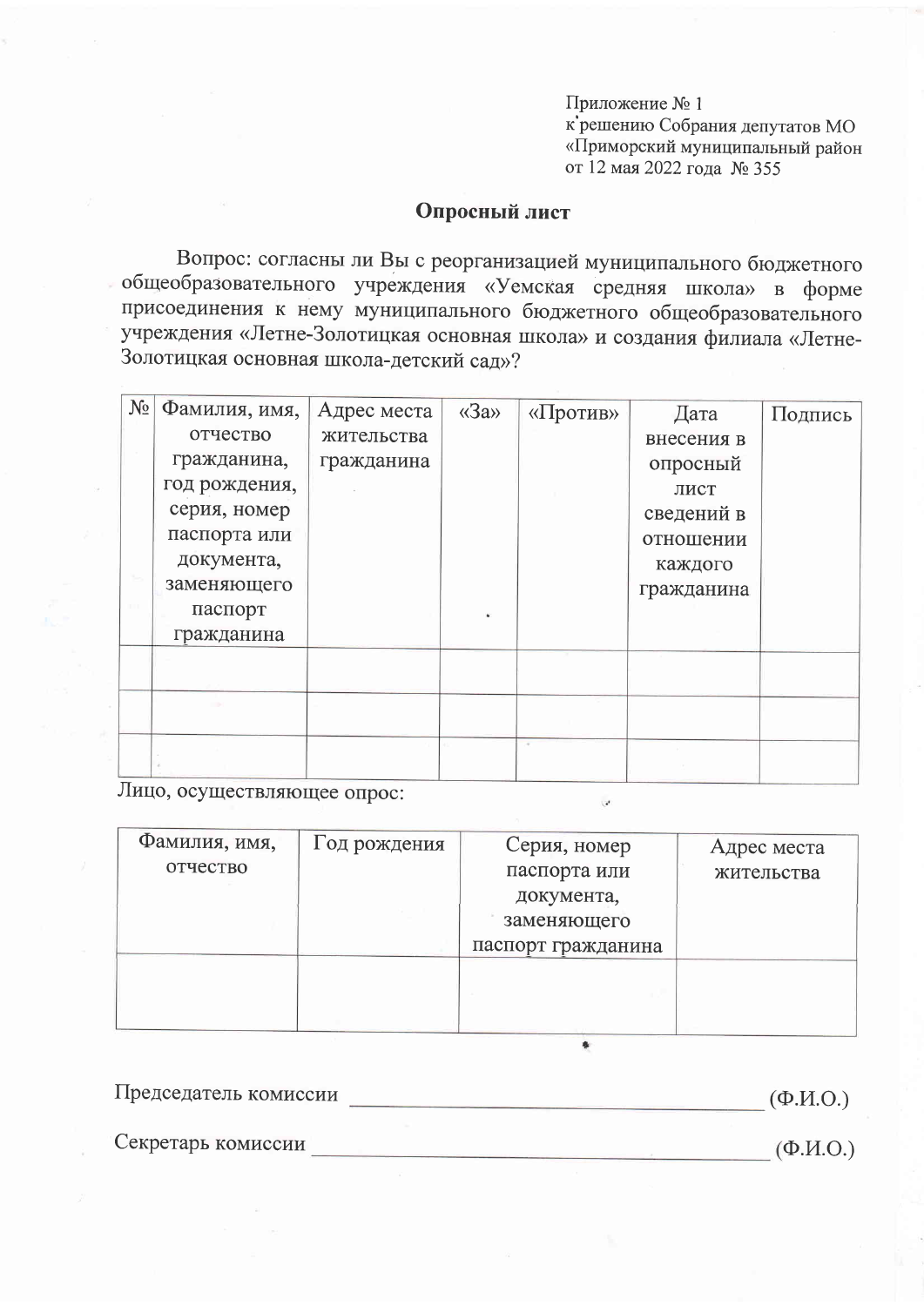Приложение № 1
к решению Собрания депутатов МО
«Приморский муниципальный район
от 12 мая 2022 года № 355

## Опросный лист

Вопрос: согласны ли Вы с реорганизацией муниципального бюджетного общеобразовательного учреждения «Уемская средняя школа» в форме присоединения к нему муниципального бюджетного общеобразовательного учреждения «Летне-Золотицкая основная школа» и создания филиала «Летне-Золотицкая основная школа-детский сад»?

| № | Фамилия, имя, отчество гражданина, год рождения, серия, номер паспорта или документа, заменяющего паспорт гражданина | Адрес места жительства гражданина | «За» | «Против» | Дата внесения в опросный лист сведений в отношении каждого гражданина | Подпись |
|---|---|---|---|---|---|---|
| | | | | | | |
| | | | | | | |
| | | | | | | |

Лицо, осуществляющее опрос:

| Фамилия, имя, отчество | Год рождения | Серия, номер паспорта или документа, заменяющего паспорт гражданина | Адрес места жительства |
|---|---|---|---|
| | | | |

Председатель комиссии ______________________________ (Ф.И.О.)

Секретарь комиссии ______________________________ (Ф.И.О.)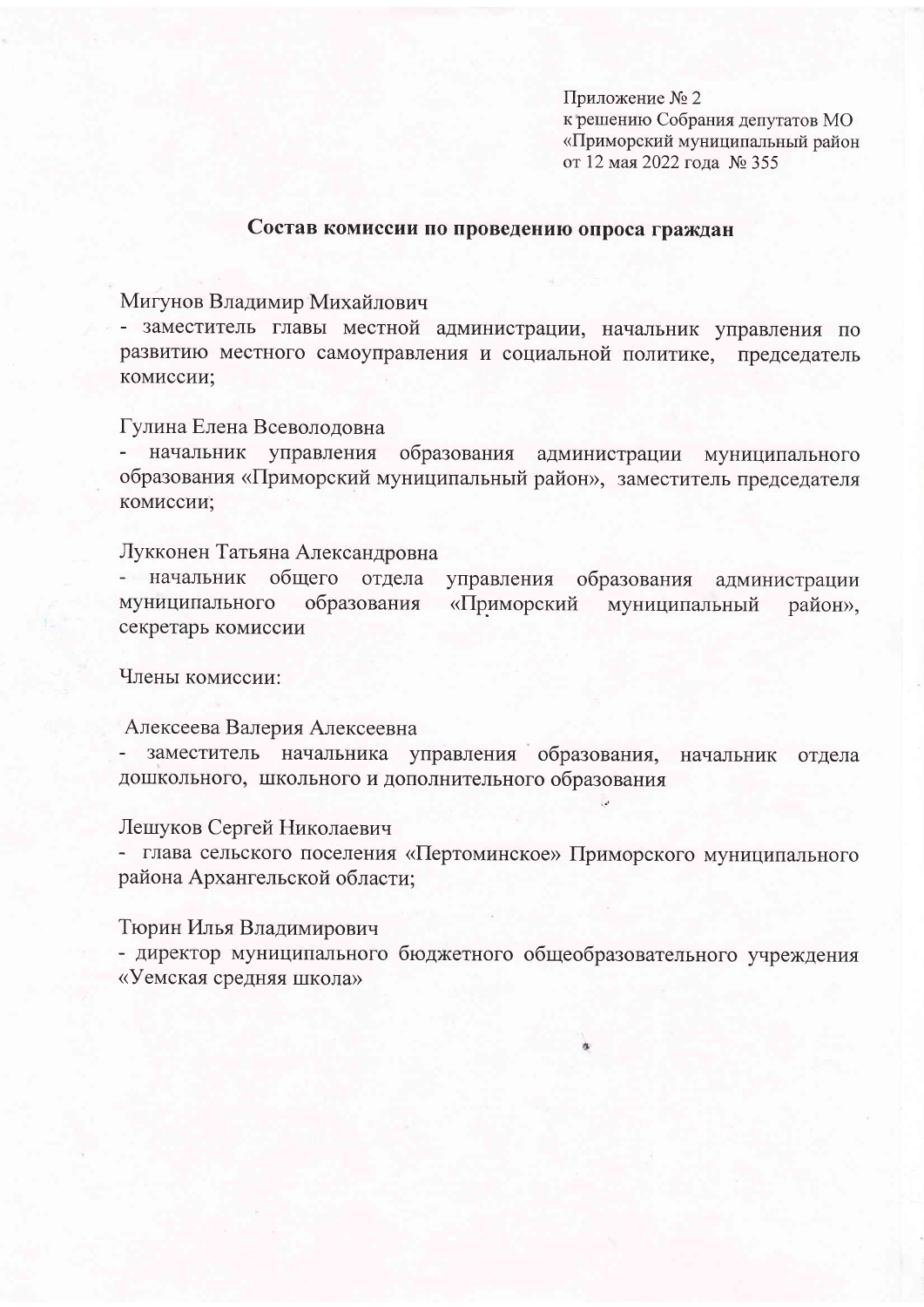Приложение № 2
к решению Собрания депутатов МО
«Приморский муниципальный район
от 12 мая 2022 года № 355

## Состав комиссии по проведению опроса граждан

Мигунов Владимир Михайлович
- заместитель главы местной администрации, начальник управления по развитию местного самоуправления и социальной политике, председатель комиссии;

Гулина Елена Всеволодовна
- начальник управления образования администрации муниципального образования «Приморский муниципальный район», заместитель председателя комиссии;

Лукконен Татьяна Александровна
- начальник общего отдела управления образования администрации муниципального образования «Приморский муниципальный район», секретарь комиссии

Члены комиссии:

Алексеева Валерия Алексеевна
- заместитель начальника управления образования, начальник отдела дошкольного, школьного и дополнительного образования

Лешуков Сергей Николаевич
- глава сельского поселения «Пертоминское» Приморского муниципального района Архангельской области;

Тюрин Илья Владимирович
- директор муниципального бюджетного общеобразовательного учреждения «Уемская средняя школа»